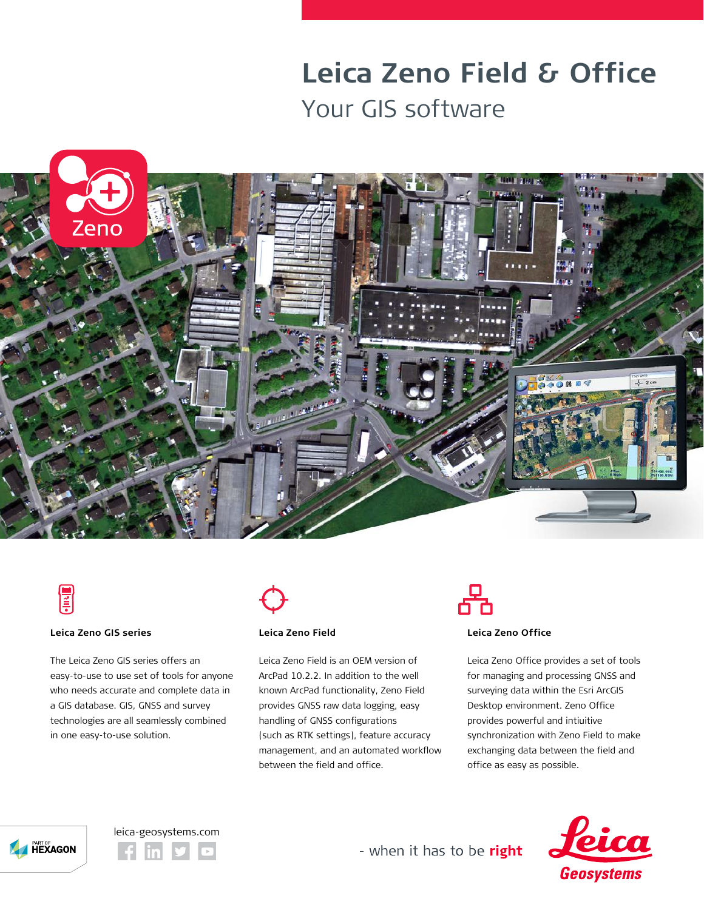# Leica Zeno Field & Office

## Your GIS software

### Leica Zeno GIS series

The Leica Zeno GIS series offers an easy-to-use to use set of tools for anyone who needs accurate and complete data in a GIS database. GIS, GNSS and survey technologies are all seamlessly combined in one easy-to-use solution.

### Leica Zeno Field

Leica Zeno Field is an OEM version of ArcPad 10.2.2. In addition to the well known ArcPad functionality, Zeno Field provides GNSS raw data logging, easy handling of GNSS configurations (such as RTK settings), feature accuracy management, and an automated workflow between the field and office.

### Leica Zeno Office

Leica Zeno Office provides a set of tools for managing and processing GNSS and surveying data within the Esri ArcGIS Desktop environment. Zeno Office provides powerful and intiuitive synchronization with Zeno Field to make exchanging data between the field and office as easy as possible.

leica-geosystems.com

- when it has to be **right**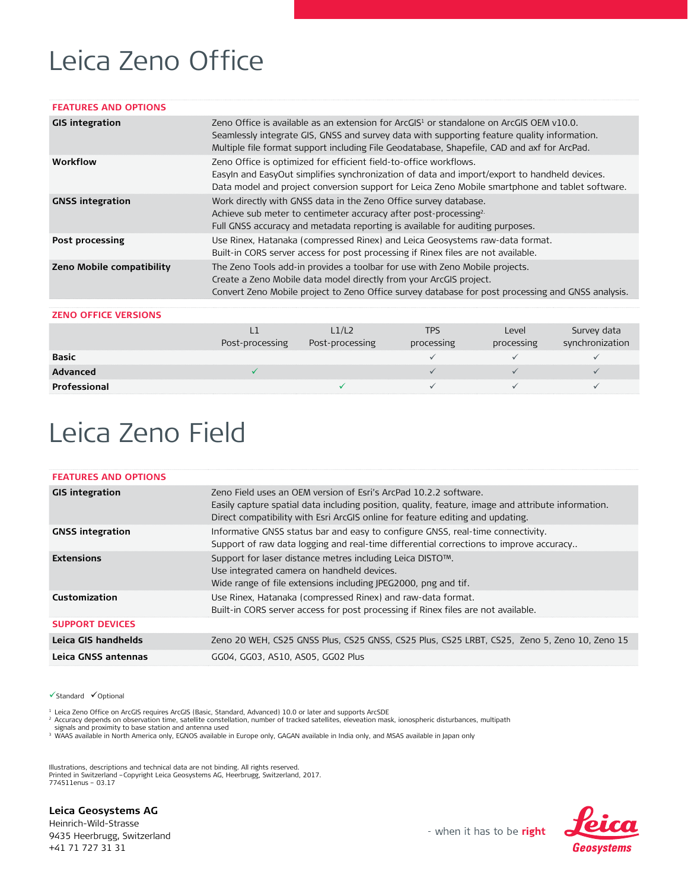# Leica Zeno Office

| FEATURES AND OPTIONS | |
|---|---|
| **GIS integration** | Zeno Office is available as an extension for ArcGIS[1] or standalone on ArcGIS OEM v10.0.<br>Seamlessly integrate GIS, GNSS and survey data with supporting feature quality information.<br>Multiple file format support including File Geodatabase, Shapefile, CAD and axf for ArcPad. |
| **Workflow** | Zeno Office is optimized for efficient field-to-office workflows.<br>EasyIn and EasyOut simplifies synchronization of data and import/export to handheld devices.<br>Data model and project conversion support for Leica Zeno Mobile smartphone and tablet software. |
| **GNSS integration** | Work directly with GNSS data in the Zeno Office survey database.<br>Achieve sub meter to centimeter accuracy after post-processing[2].<br>Full GNSS accuracy and metadata reporting is available for auditing purposes. |
| **Post processing** | Use Rinex, Hatanaka (compressed Rinex) and Leica Geosystems raw-data format.<br>Built-in CORS server access for post processing if Rinex files are not available. |
| **Zeno Mobile compatibility** | The Zeno Tools add-in provides a toolbar for use with Zeno Mobile projects.<br>Create a Zeno Mobile data model directly from your ArcGIS project.<br>Convert Zeno Mobile project to Zeno Office survey database for post processing and GNSS analysis. |

**ZENO OFFICE VERSIONS**

| | L1 Post-processing | L1/L2 Post-processing | TPS processing | Level processing | Survey data synchronization |
|---|---|---|---|---|---|
| **Basic** | | | ✓ | ✓ | ✓ |
| **Advanced** | ✓ | | ✓ | ✓ | ✓ |
| **Professional** | | ✓ | ✓ | ✓ | ✓ |

# Leica Zeno Field

| FEATURES AND OPTIONS | |
|---|---|
| **GIS integration** | Zeno Field uses an OEM version of Esri's ArcPad 10.2.2 software.<br>Easily capture spatial data including position, quality, feature, image and attribute information.<br>Direct compatibility with Esri ArcGIS online for feature editing and updating. |
| **GNSS integration** | Informative GNSS status bar and easy to configure GNSS, real-time connectivity.<br>Support of raw data logging and real-time differential corrections to improve accuracy.. |
| **Extensions** | Support for laser distance metres including Leica DISTO™.<br>Use integrated camera on handheld devices.<br>Wide range of file extensions including JPEG2000, png and tif. |
| **Customization** | Use Rinex, Hatanaka (compressed Rinex) and raw-data format.<br>Built-in CORS server access for post processing if Rinex files are not available. |

| SUPPORT DEVICES | |
|---|---|
| **Leica GIS handhelds** | Zeno 20 WEH, CS25 GNSS Plus, CS25 GNSS, CS25 Plus, CS25 LRBT, CS25, Zeno 5, Zeno 10, Zeno 15 |
| **Leica GNSS antennas** | GG04, GG03, AS10, AS05, GG02 Plus |

✓ Standard ✓ Optional

[1] Leica Zeno Office on ArcGIS requires ArcGIS (Basic, Standard, Advanced) 10.0 or later and supports ArcSDE
[2] Accuracy depends on observation time, satellite constellation, number of tracked satellites, eleveation mask, ionospheric disturbances, multipath signals and proximity to base station and antenna used
[3] WAAS available in North America only, EGNOS available in Europe only, GAGAN available in India only, and MSAS available in Japan only

Illustrations, descriptions and technical data are not binding. All rights reserved.
Printed in Switzerland –Copyright Leica Geosystems AG, Heerbrugg, Switzerland, 2017.
774511enus – 03.17

**Leica Geosystems AG**
Heinrich-Wild-Strasse
9435 Heerbrugg, Switzerland
+41 71 727 31 31

- when it has to be **right**

Leica Geosystems